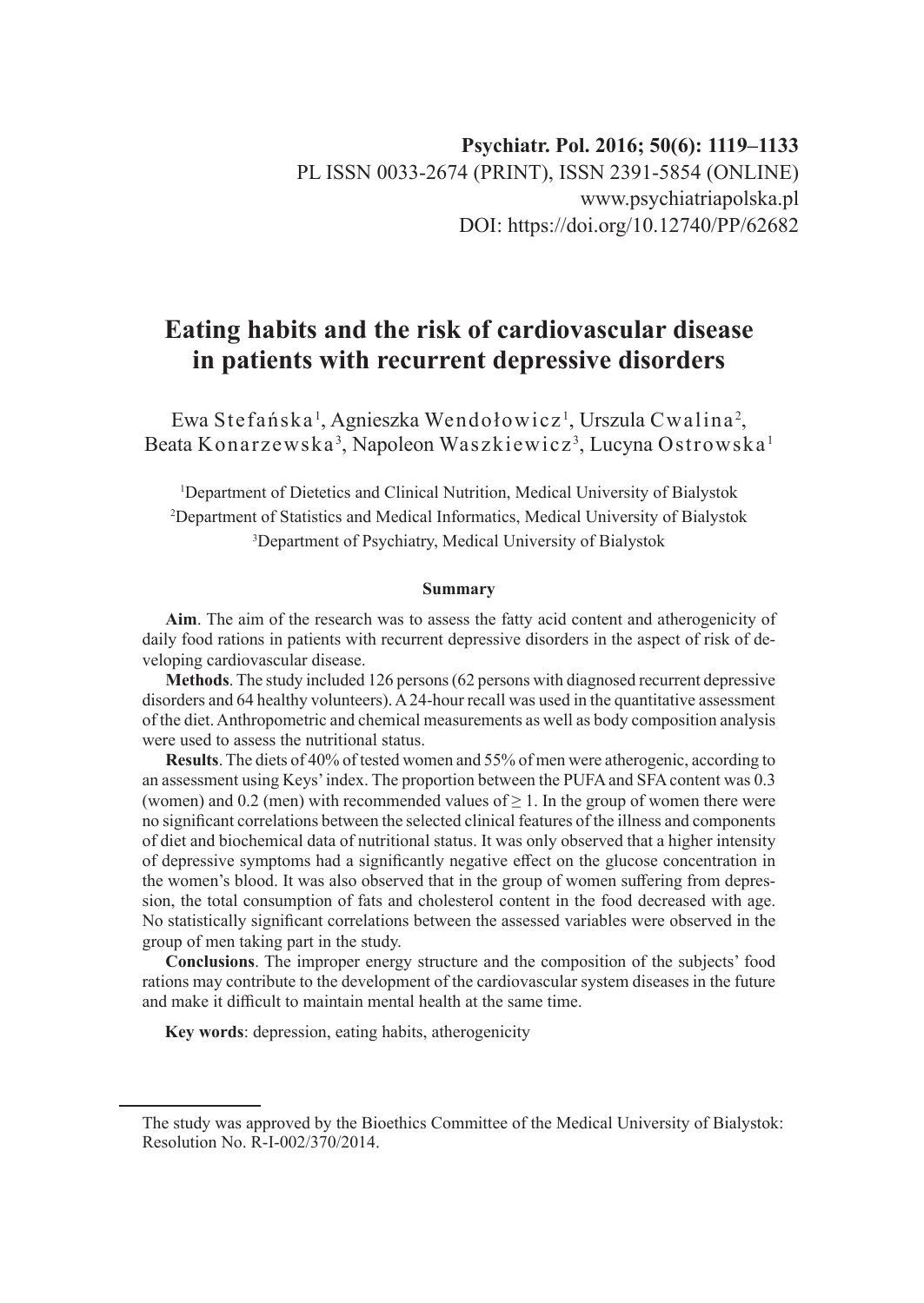**Psychiatr. Pol. 2016; 50(6): 1119–1133**
PL ISSN 0033-2674 (PRINT), ISSN 2391-5854 (ONLINE)
www.psychiatriapolska.pl
DOI: https://doi.org/10.12740/PP/62682

# Eating habits and the risk of cardiovascular disease in patients with recurrent depressive disorders

Ewa Stefańska[1], Agnieszka Wendołowicz[1], Urszula Cwalina[2], Beata Konarzewska[3], Napoleon Waszkiewicz[3], Lucyna Ostrowska[1]

[1]Department of Dietetics and Clinical Nutrition, Medical University of Bialystok
[2]Department of Statistics and Medical Informatics, Medical University of Bialystok
[3]Department of Psychiatry, Medical University of Bialystok

## Summary

**Aim**. The aim of the research was to assess the fatty acid content and atherogenicity of daily food rations in patients with recurrent depressive disorders in the aspect of risk of developing cardiovascular disease.

**Methods**. The study included 126 persons (62 persons with diagnosed recurrent depressive disorders and 64 healthy volunteers). A 24-hour recall was used in the quantitative assessment of the diet. Anthropometric and chemical measurements as well as body composition analysis were used to assess the nutritional status.

**Results**. The diets of 40% of tested women and 55% of men were atherogenic, according to an assessment using Keys' index. The proportion between the PUFA and SFA content was 0.3 (women) and 0.2 (men) with recommended values of $\geq 1$. In the group of women there were no significant correlations between the selected clinical features of the illness and components of diet and biochemical data of nutritional status. It was only observed that a higher intensity of depressive symptoms had a significantly negative effect on the glucose concentration in the women's blood. It was also observed that in the group of women suffering from depression, the total consumption of fats and cholesterol content in the food decreased with age. No statistically significant correlations between the assessed variables were observed in the group of men taking part in the study.

**Conclusions**. The improper energy structure and the composition of the subjects' food rations may contribute to the development of the cardiovascular system diseases in the future and make it difficult to maintain mental health at the same time.

**Key words**: depression, eating habits, atherogenicity

---

The study was approved by the Bioethics Committee of the Medical University of Bialystok: Resolution No. R-I-002/370/2014.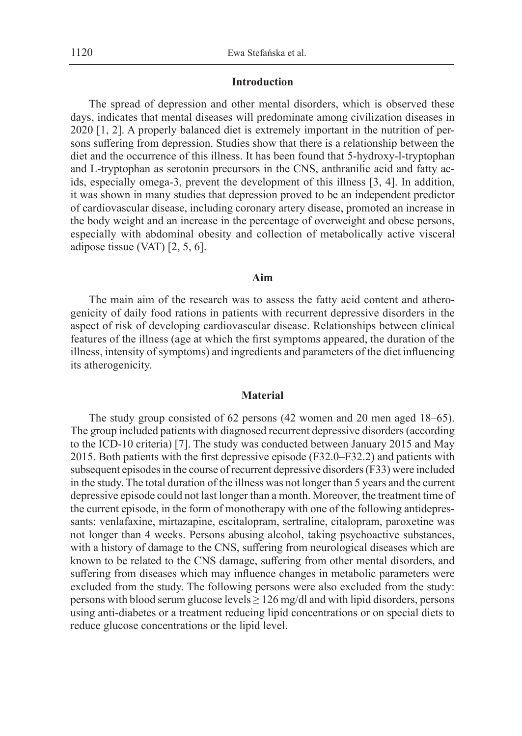## Introduction

The spread of depression and other mental disorders, which is observed these days, indicates that mental diseases will predominate among civilization diseases in 2020 [1, 2]. A properly balanced diet is extremely important in the nutrition of persons suffering from depression. Studies show that there is a relationship between the diet and the occurrence of this illness. It has been found that 5-hydroxy-l-tryptophan and L-tryptophan as serotonin precursors in the CNS, anthranilic acid and fatty acids, especially omega-3, prevent the development of this illness [3, 4]. In addition, it was shown in many studies that depression proved to be an independent predictor of cardiovascular disease, including coronary artery disease, promoted an increase in the body weight and an increase in the percentage of overweight and obese persons, especially with abdominal obesity and collection of metabolically active visceral adipose tissue (VAT) [2, 5, 6].

## Aim

The main aim of the research was to assess the fatty acid content and atherogenicity of daily food rations in patients with recurrent depressive disorders in the aspect of risk of developing cardiovascular disease. Relationships between clinical features of the illness (age at which the first symptoms appeared, the duration of the illness, intensity of symptoms) and ingredients and parameters of the diet influencing its atherogenicity.

## Material

The study group consisted of 62 persons (42 women and 20 men aged 18–65). The group included patients with diagnosed recurrent depressive disorders (according to the ICD-10 criteria) [7]. The study was conducted between January 2015 and May 2015. Both patients with the first depressive episode (F32.0–F32.2) and patients with subsequent episodes in the course of recurrent depressive disorders (F33) were included in the study. The total duration of the illness was not longer than 5 years and the current depressive episode could not last longer than a month. Moreover, the treatment time of the current episode, in the form of monotherapy with one of the following antidepressants: venlafaxine, mirtazapine, escitalopram, sertraline, citalopram, paroxetine was not longer than 4 weeks. Persons abusing alcohol, taking psychoactive substances, with a history of damage to the CNS, suffering from neurological diseases which are known to be related to the CNS damage, suffering from other mental disorders, and suffering from diseases which may influence changes in metabolic parameters were excluded from the study. The following persons were also excluded from the study: persons with blood serum glucose levels ≥ 126 mg/dl and with lipid disorders, persons using anti-diabetes or a treatment reducing lipid concentrations or on special diets to reduce glucose concentrations or the lipid level.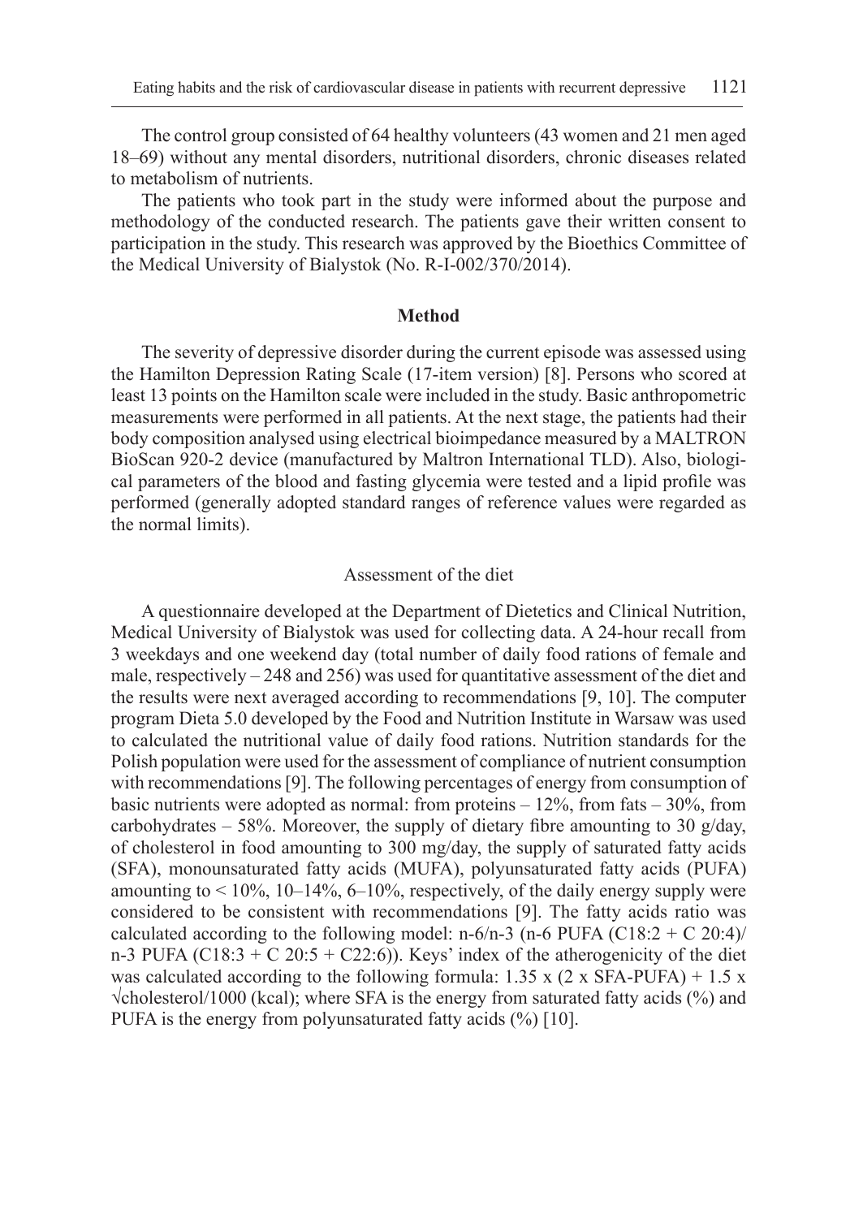The control group consisted of 64 healthy volunteers (43 women and 21 men aged 18–69) without any mental disorders, nutritional disorders, chronic diseases related to metabolism of nutrients.

The patients who took part in the study were informed about the purpose and methodology of the conducted research. The patients gave their written consent to participation in the study. This research was approved by the Bioethics Committee of the Medical University of Bialystok (No. R-I-002/370/2014).

## Method

The severity of depressive disorder during the current episode was assessed using the Hamilton Depression Rating Scale (17-item version) [8]. Persons who scored at least 13 points on the Hamilton scale were included in the study. Basic anthropometric measurements were performed in all patients. At the next stage, the patients had their body composition analysed using electrical bioimpedance measured by a MALTRON BioScan 920-2 device (manufactured by Maltron International TLD). Also, biological parameters of the blood and fasting glycemia were tested and a lipid profile was performed (generally adopted standard ranges of reference values were regarded as the normal limits).

### Assessment of the diet

A questionnaire developed at the Department of Dietetics and Clinical Nutrition, Medical University of Bialystok was used for collecting data. A 24-hour recall from 3 weekdays and one weekend day (total number of daily food rations of female and male, respectively – 248 and 256) was used for quantitative assessment of the diet and the results were next averaged according to recommendations [9, 10]. The computer program Dieta 5.0 developed by the Food and Nutrition Institute in Warsaw was used to calculated the nutritional value of daily food rations. Nutrition standards for the Polish population were used for the assessment of compliance of nutrient consumption with recommendations [9]. The following percentages of energy from consumption of basic nutrients were adopted as normal: from proteins – 12%, from fats – 30%, from carbohydrates – 58%. Moreover, the supply of dietary fibre amounting to 30 g/day, of cholesterol in food amounting to 300 mg/day, the supply of saturated fatty acids (SFA), monounsaturated fatty acids (MUFA), polyunsaturated fatty acids (PUFA) amounting to < 10%, 10–14%, 6–10%, respectively, of the daily energy supply were considered to be consistent with recommendations [9]. The fatty acids ratio was calculated according to the following model: n-6/n-3 (n-6 PUFA (C18:2 + C 20:4)/ n-3 PUFA (C18:3 + C 20:5 + C22:6)). Keys' index of the atherogenicity of the diet was calculated according to the following formula: $1.35 \times (2 \times \text{SFA} - \text{PUFA}) + 1.5 \times \sqrt{\text{cholesterol}/1000 \text{ (kcal)}}$; where SFA is the energy from saturated fatty acids (%) and PUFA is the energy from polyunsaturated fatty acids (%) [10].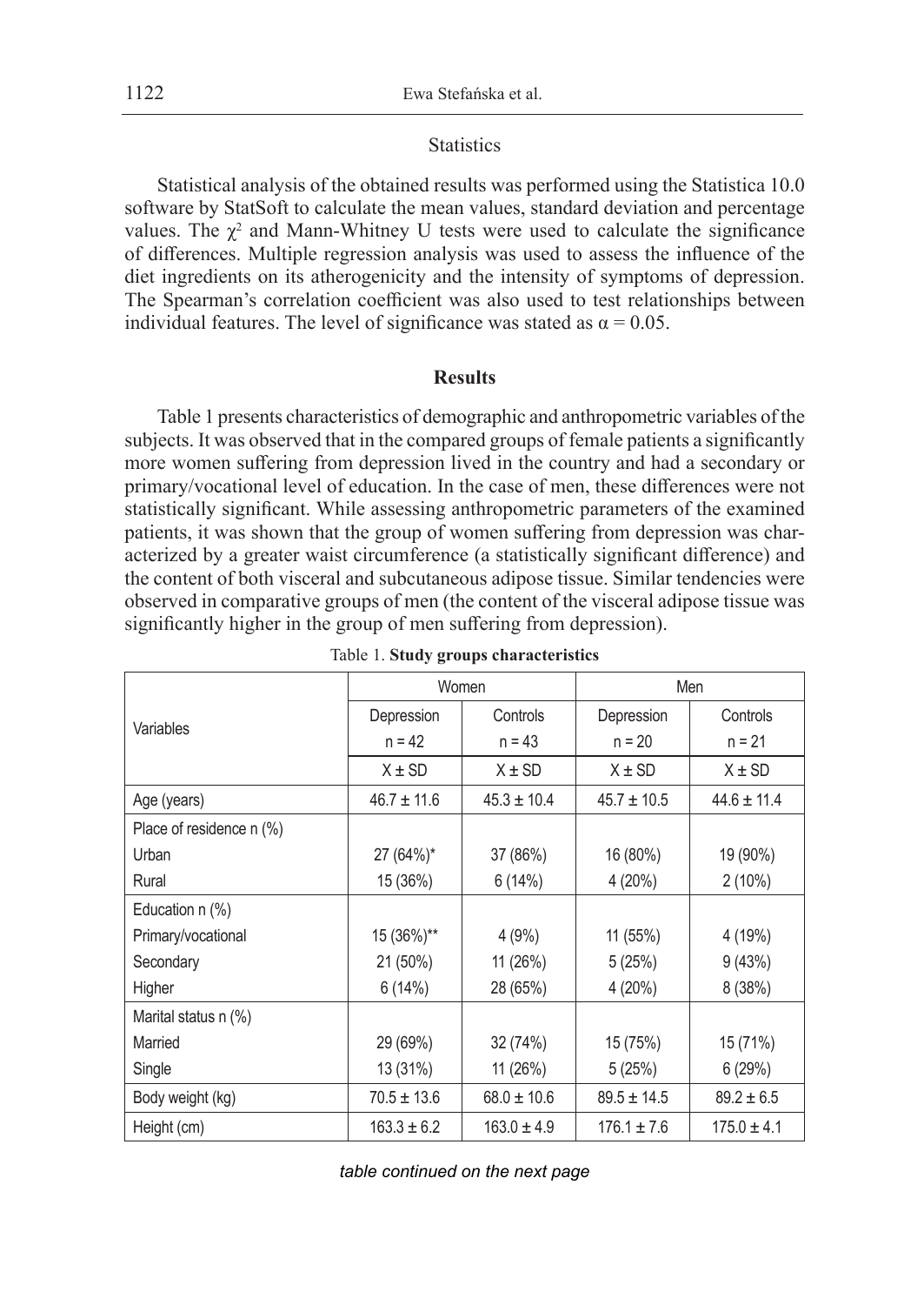### Statistics

Statistical analysis of the obtained results was performed using the Statistica 10.0 software by StatSoft to calculate the mean values, standard deviation and percentage values. The $\chi^2$ and Mann-Whitney U tests were used to calculate the significance of differences. Multiple regression analysis was used to assess the influence of the diet ingredients on its atherogenicity and the intensity of symptoms of depression. The Spearman's correlation coefficient was also used to test relationships between individual features. The level of significance was stated as $\alpha = 0.05$.

## Results

Table 1 presents characteristics of demographic and anthropometric variables of the subjects. It was observed that in the compared groups of female patients a significantly more women suffering from depression lived in the country and had a secondary or primary/vocational level of education. In the case of men, these differences were not statistically significant. While assessing anthropometric parameters of the examined patients, it was shown that the group of women suffering from depression was characterized by a greater waist circumference (a statistically significant difference) and the content of both visceral and subcutaneous adipose tissue. Similar tendencies were observed in comparative groups of men (the content of the visceral adipose tissue was significantly higher in the group of men suffering from depression).

Table 1. **Study groups characteristics**

| Variables | Women | | Men | |
|---|---|---|---|---|
| | Depression n = 42 | Controls n = 43 | Depression n = 20 | Controls n = 21 |
| | X ± SD | X ± SD | X ± SD | X ± SD |
| Age (years) | 46.7 ± 11.6 | 45.3 ± 10.4 | 45.7 ± 10.5 | 44.6 ± 11.4 |
| Place of residence n (%) | | | | |
| Urban | 27 (64%)* | 37 (86%) | 16 (80%) | 19 (90%) |
| Rural | 15 (36%) | 6 (14%) | 4 (20%) | 2 (10%) |
| Education n (%) | | | | |
| Primary/vocational | 15 (36%)** | 4 (9%) | 11 (55%) | 4 (19%) |
| Secondary | 21 (50%) | 11 (26%) | 5 (25%) | 9 (43%) |
| Higher | 6 (14%) | 28 (65%) | 4 (20%) | 8 (38%) |
| Marital status n (%) | | | | |
| Married | 29 (69%) | 32 (74%) | 15 (75%) | 15 (71%) |
| Single | 13 (31%) | 11 (26%) | 5 (25%) | 6 (29%) |
| Body weight (kg) | 70.5 ± 13.6 | 68.0 ± 10.6 | 89.5 ± 14.5 | 89.2 ± 6.5 |
| Height (cm) | 163.3 ± 6.2 | 163.0 ± 4.9 | 176.1 ± 7.6 | 175.0 ± 4.1 |

*table continued on the next page*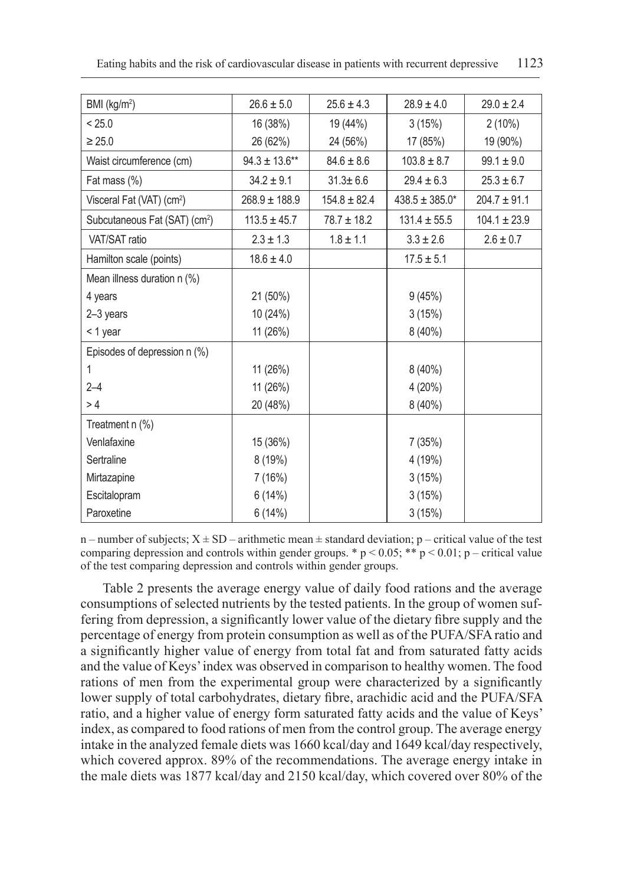| BMI (kg/m$^2$) | 26.6 ± 5.0 | 25.6 ± 4.3 | 28.9 ± 4.0 | 29.0 ± 2.4 |
|---|---|---|---|---|
| < 25.0 | 16 (38%) | 19 (44%) | 3 (15%) | 2 (10%) |
| ≥ 25.0 | 26 (62%) | 24 (56%) | 17 (85%) | 19 (90%) |
| Waist circumference (cm) | 94.3 ± 13.6** | 84.6 ± 8.6 | 103.8 ± 8.7 | 99.1 ± 9.0 |
| Fat mass (%) | 34.2 ± 9.1 | 31.3± 6.6 | 29.4 ± 6.3 | 25.3 ± 6.7 |
| Visceral Fat (VAT) (cm$^2$) | 268.9 ± 188.9 | 154.8 ± 82.4 | 438.5 ± 385.0* | 204.7 ± 91.1 |
| Subcutaneous Fat (SAT) (cm$^2$) | 113.5 ± 45.7 | 78.7 ± 18.2 | 131.4 ± 55.5 | 104.1 ± 23.9 |
| VAT/SAT ratio | 2.3 ± 1.3 | 1.8 ± 1.1 | 3.3 ± 2.6 | 2.6 ± 0.7 |
| Hamilton scale (points) | 18.6 ± 4.0 | | 17.5 ± 5.1 | |
| Mean illness duration n (%) | | | | |
| 4 years | 21 (50%) | | 9 (45%) | |
| 2–3 years | 10 (24%) | | 3 (15%) | |
| < 1 year | 11 (26%) | | 8 (40%) | |
| Episodes of depression n (%) | | | | |
| 1 | 11 (26%) | | 8 (40%) | |
| 2–4 | 11 (26%) | | 4 (20%) | |
| > 4 | 20 (48%) | | 8 (40%) | |
| Treatment n (%) | | | | |
| Venlafaxine | 15 (36%) | | 7 (35%) | |
| Sertraline | 8 (19%) | | 4 (19%) | |
| Mirtazapine | 7 (16%) | | 3 (15%) | |
| Escitalopram | 6 (14%) | | 3 (15%) | |
| Paroxetine | 6 (14%) | | 3 (15%) | |

n – number of subjects; $X \pm SD$ – arithmetic mean ± standard deviation; p – critical value of the test comparing depression and controls within gender groups. * $p < 0.05$; ** $p < 0.01$; p – critical value of the test comparing depression and controls within gender groups.

Table 2 presents the average energy value of daily food rations and the average consumptions of selected nutrients by the tested patients. In the group of women suffering from depression, a significantly lower value of the dietary fibre supply and the percentage of energy from protein consumption as well as of the PUFA/SFA ratio and a significantly higher value of energy from total fat and from saturated fatty acids and the value of Keys' index was observed in comparison to healthy women. The food rations of men from the experimental group were characterized by a significantly lower supply of total carbohydrates, dietary fibre, arachidic acid and the PUFA/SFA ratio, and a higher value of energy form saturated fatty acids and the value of Keys' index, as compared to food rations of men from the control group. The average energy intake in the analyzed female diets was 1660 kcal/day and 1649 kcal/day respectively, which covered approx. 89% of the recommendations. The average energy intake in the male diets was 1877 kcal/day and 2150 kcal/day, which covered over 80% of the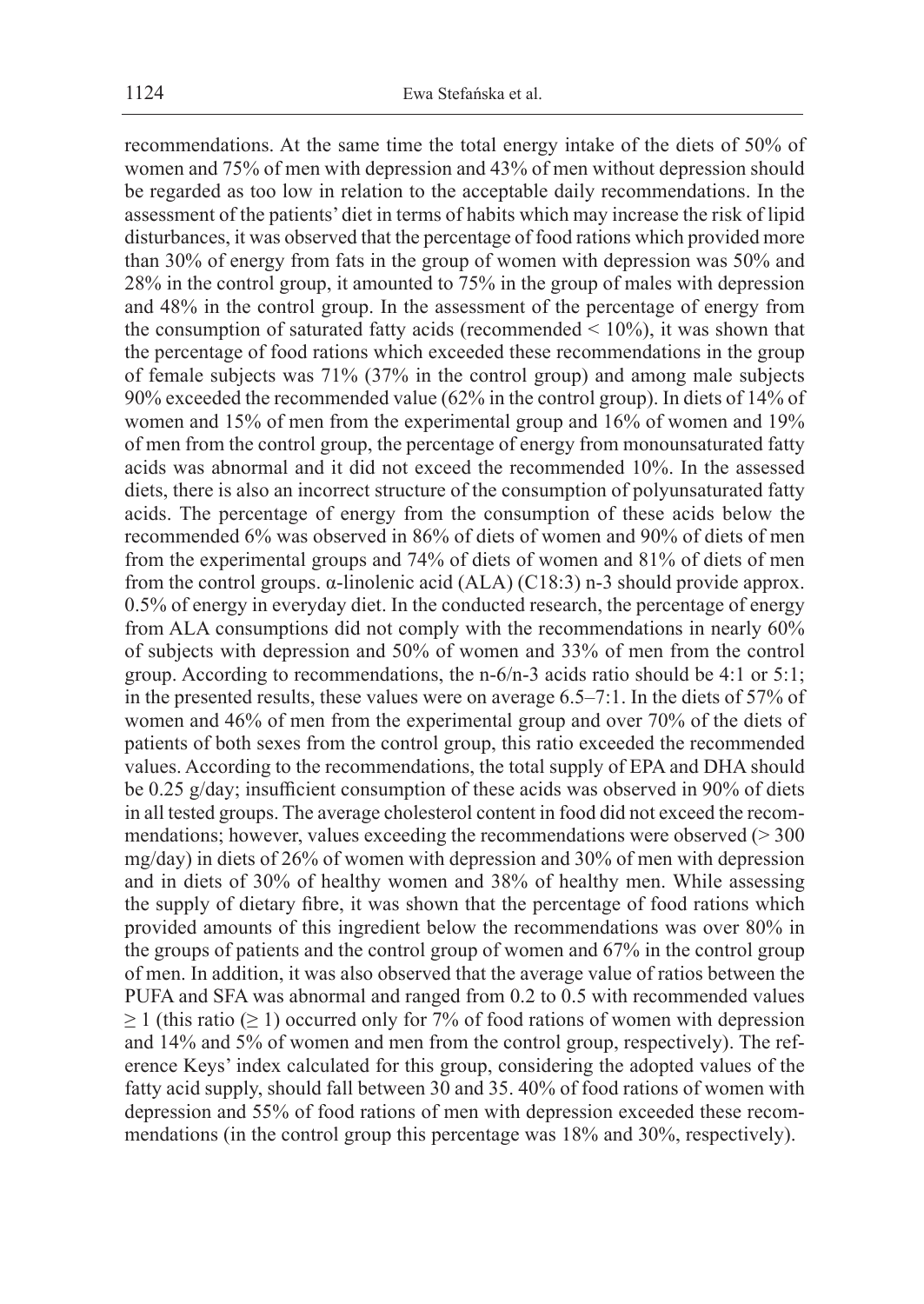recommendations. At the same time the total energy intake of the diets of 50% of women and 75% of men with depression and 43% of men without depression should be regarded as too low in relation to the acceptable daily recommendations. In the assessment of the patients' diet in terms of habits which may increase the risk of lipid disturbances, it was observed that the percentage of food rations which provided more than 30% of energy from fats in the group of women with depression was 50% and 28% in the control group, it amounted to 75% in the group of males with depression and 48% in the control group. In the assessment of the percentage of energy from the consumption of saturated fatty acids (recommended < 10%), it was shown that the percentage of food rations which exceeded these recommendations in the group of female subjects was 71% (37% in the control group) and among male subjects 90% exceeded the recommended value (62% in the control group). In diets of 14% of women and 15% of men from the experimental group and 16% of women and 19% of men from the control group, the percentage of energy from monounsaturated fatty acids was abnormal and it did not exceed the recommended 10%. In the assessed diets, there is also an incorrect structure of the consumption of polyunsaturated fatty acids. The percentage of energy from the consumption of these acids below the recommended 6% was observed in 86% of diets of women and 90% of diets of men from the experimental groups and 74% of diets of women and 81% of diets of men from the control groups. α-linolenic acid (ALA) (C18:3) n-3 should provide approx. 0.5% of energy in everyday diet. In the conducted research, the percentage of energy from ALA consumptions did not comply with the recommendations in nearly 60% of subjects with depression and 50% of women and 33% of men from the control group. According to recommendations, the n-6/n-3 acids ratio should be 4:1 or 5:1; in the presented results, these values were on average 6.5–7:1. In the diets of 57% of women and 46% of men from the experimental group and over 70% of the diets of patients of both sexes from the control group, this ratio exceeded the recommended values. According to the recommendations, the total supply of EPA and DHA should be 0.25 g/day; insufficient consumption of these acids was observed in 90% of diets in all tested groups. The average cholesterol content in food did not exceed the recommendations; however, values exceeding the recommendations were observed (> 300 mg/day) in diets of 26% of women with depression and 30% of men with depression and in diets of 30% of healthy women and 38% of healthy men. While assessing the supply of dietary fibre, it was shown that the percentage of food rations which provided amounts of this ingredient below the recommendations was over 80% in the groups of patients and the control group of women and 67% in the control group of men. In addition, it was also observed that the average value of ratios between the PUFA and SFA was abnormal and ranged from 0.2 to 0.5 with recommended values $\geq 1$ (this ratio ($\geq 1$) occurred only for 7% of food rations of women with depression and 14% and 5% of women and men from the control group, respectively). The reference Keys' index calculated for this group, considering the adopted values of the fatty acid supply, should fall between 30 and 35. 40% of food rations of women with depression and 55% of food rations of men with depression exceeded these recommendations (in the control group this percentage was 18% and 30%, respectively).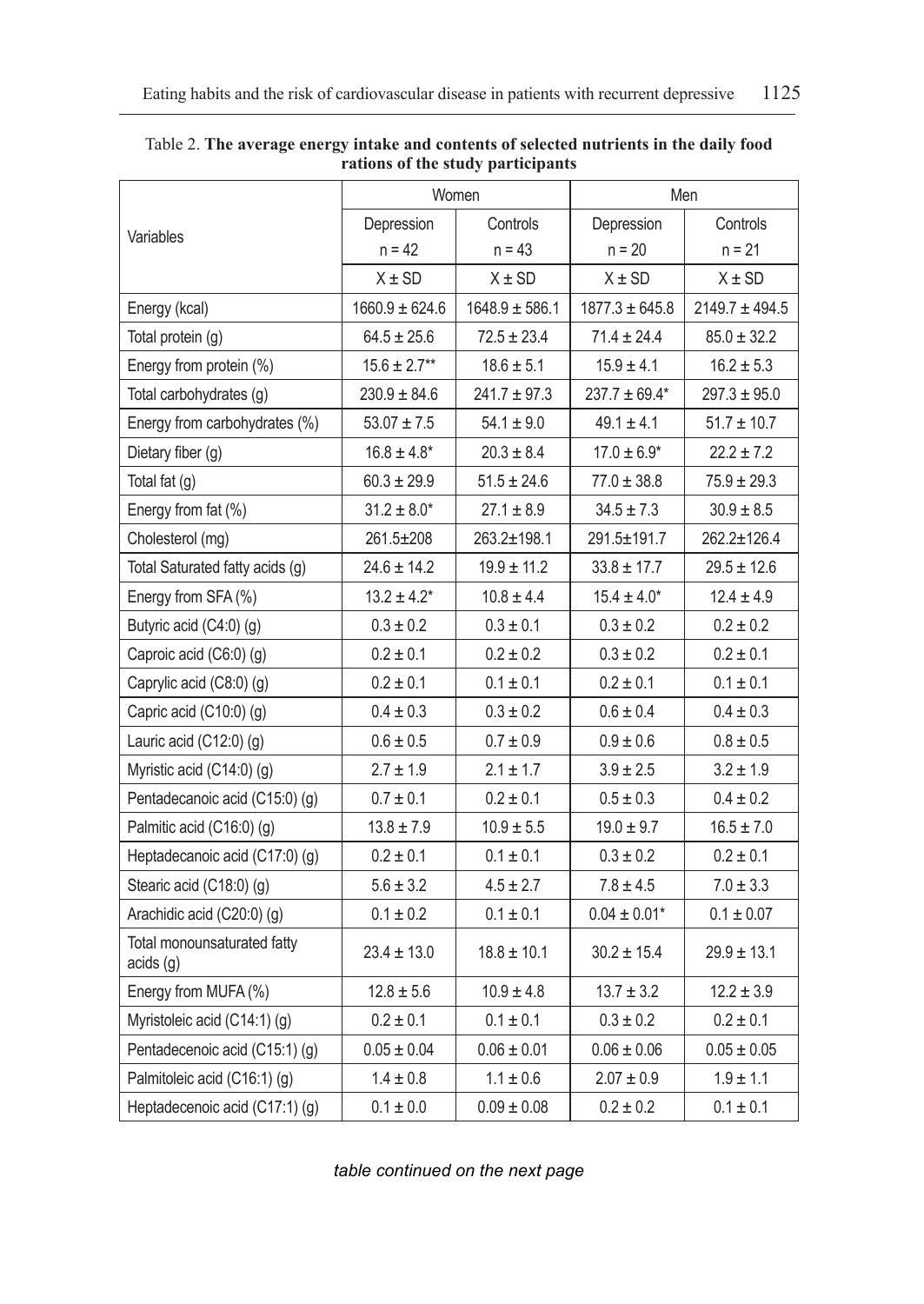Table 2. **The average energy intake and contents of selected nutrients in the daily food rations of the study participants**

| Variables | Women | | Men | |
|---|---|---|---|---|
| | Depression n = 42 | Controls n = 43 | Depression n = 20 | Controls n = 21 |
| | X ± SD | X ± SD | X ± SD | X ± SD |
| Energy (kcal) | 1660.9 ± 624.6 | 1648.9 ± 586.1 | 1877.3 ± 645.8 | 2149.7 ± 494.5 |
| Total protein (g) | 64.5 ± 25.6 | 72.5 ± 23.4 | 71.4 ± 24.4 | 85.0 ± 32.2 |
| Energy from protein (%) | 15.6 ± 2.7** | 18.6 ± 5.1 | 15.9 ± 4.1 | 16.2 ± 5.3 |
| Total carbohydrates (g) | 230.9 ± 84.6 | 241.7 ± 97.3 | 237.7 ± 69.4* | 297.3 ± 95.0 |
| Energy from carbohydrates (%) | 53.07 ± 7.5 | 54.1 ± 9.0 | 49.1 ± 4.1 | 51.7 ± 10.7 |
| Dietary fiber (g) | 16.8 ± 4.8* | 20.3 ± 8.4 | 17.0 ± 6.9* | 22.2 ± 7.2 |
| Total fat (g) | 60.3 ± 29.9 | 51.5 ± 24.6 | 77.0 ± 38.8 | 75.9 ± 29.3 |
| Energy from fat (%) | 31.2 ± 8.0* | 27.1 ± 8.9 | 34.5 ± 7.3 | 30.9 ± 8.5 |
| Cholesterol (mg) | 261.5±208 | 263.2±198.1 | 291.5±191.7 | 262.2±126.4 |
| Total Saturated fatty acids (g) | 24.6 ± 14.2 | 19.9 ± 11.2 | 33.8 ± 17.7 | 29.5 ± 12.6 |
| Energy from SFA (%) | 13.2 ± 4.2* | 10.8 ± 4.4 | 15.4 ± 4.0* | 12.4 ± 4.9 |
| Butyric acid (C4:0) (g) | 0.3 ± 0.2 | 0.3 ± 0.1 | 0.3 ± 0.2 | 0.2 ± 0.2 |
| Caproic acid (C6:0) (g) | 0.2 ± 0.1 | 0.2 ± 0.2 | 0.3 ± 0.2 | 0.2 ± 0.1 |
| Caprylic acid (C8:0) (g) | 0.2 ± 0.1 | 0.1 ± 0.1 | 0.2 ± 0.1 | 0.1 ± 0.1 |
| Capric acid (C10:0) (g) | 0.4 ± 0.3 | 0.3 ± 0.2 | 0.6 ± 0.4 | 0.4 ± 0.3 |
| Lauric acid (C12:0) (g) | 0.6 ± 0.5 | 0.7 ± 0.9 | 0.9 ± 0.6 | 0.8 ± 0.5 |
| Myristic acid (C14:0) (g) | 2.7 ± 1.9 | 2.1 ± 1.7 | 3.9 ± 2.5 | 3.2 ± 1.9 |
| Pentadecanoic acid (C15:0) (g) | 0.7 ± 0.1 | 0.2 ± 0.1 | 0.5 ± 0.3 | 0.4 ± 0.2 |
| Palmitic acid (C16:0) (g) | 13.8 ± 7.9 | 10.9 ± 5.5 | 19.0 ± 9.7 | 16.5 ± 7.0 |
| Heptadecanoic acid (C17:0) (g) | 0.2 ± 0.1 | 0.1 ± 0.1 | 0.3 ± 0.2 | 0.2 ± 0.1 |
| Stearic acid (C18:0) (g) | 5.6 ± 3.2 | 4.5 ± 2.7 | 7.8 ± 4.5 | 7.0 ± 3.3 |
| Arachidic acid (C20:0) (g) | 0.1 ± 0.2 | 0.1 ± 0.1 | 0.04 ± 0.01* | 0.1 ± 0.07 |
| Total monounsaturated fatty acids (g) | 23.4 ± 13.0 | 18.8 ± 10.1 | 30.2 ± 15.4 | 29.9 ± 13.1 |
| Energy from MUFA (%) | 12.8 ± 5.6 | 10.9 ± 4.8 | 13.7 ± 3.2 | 12.2 ± 3.9 |
| Myristoleic acid (C14:1) (g) | 0.2 ± 0.1 | 0.1 ± 0.1 | 0.3 ± 0.2 | 0.2 ± 0.1 |
| Pentadecenoic acid (C15:1) (g) | 0.05 ± 0.04 | 0.06 ± 0.01 | 0.06 ± 0.06 | 0.05 ± 0.05 |
| Palmitoleic acid (C16:1) (g) | 1.4 ± 0.8 | 1.1 ± 0.6 | 2.07 ± 0.9 | 1.9 ± 1.1 |
| Heptadecenoic acid (C17:1) (g) | 0.1 ± 0.0 | 0.09 ± 0.08 | 0.2 ± 0.2 | 0.1 ± 0.1 |

*table continued on the next page*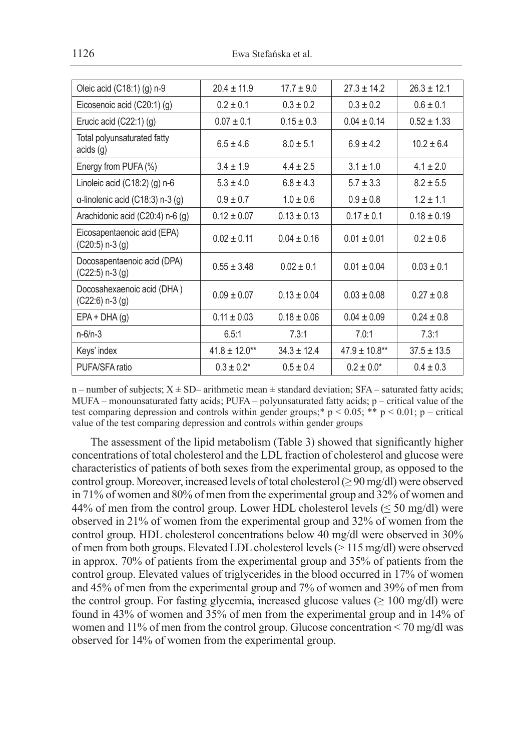| | | | | |
|---|---|---|---|---|
| Oleic acid (C18:1) (g) n-9 | 20.4 ± 11.9 | 17.7 ± 9.0 | 27.3 ± 14.2 | 26.3 ± 12.1 |
| Eicosenoic acid (C20:1) (g) | 0.2 ± 0.1 | 0.3 ± 0.2 | 0.3 ± 0.2 | 0.6 ± 0.1 |
| Erucic acid (C22:1) (g) | 0.07 ± 0.1 | 0.15 ± 0.3 | 0.04 ± 0.14 | 0.52 ± 1.33 |
| Total polyunsaturated fatty acids (g) | 6.5 ± 4.6 | 8.0 ± 5.1 | 6.9 ± 4.2 | 10.2 ± 6.4 |
| Energy from PUFA (%) | 3.4 ± 1.9 | 4.4 ± 2.5 | 3.1 ± 1.0 | 4.1 ± 2.0 |
| Linoleic acid (C18:2) (g) n-6 | 5.3 ± 4.0 | 6.8 ± 4.3 | 5.7 ± 3.3 | 8.2 ± 5.5 |
| α-linolenic acid (C18:3) n-3 (g) | 0.9 ± 0.7 | 1.0 ± 0.6 | 0.9 ± 0.8 | 1.2 ± 1.1 |
| Arachidonic acid (C20:4) n-6 (g) | 0.12 ± 0.07 | 0.13 ± 0.13 | 0.17 ± 0.1 | 0.18 ± 0.19 |
| Eicosapentaenoic acid (EPA) (C20:5) n-3 (g) | 0.02 ± 0.11 | 0.04 ± 0.16 | 0.01 ± 0.01 | 0.2 ± 0.6 |
| Docosapentaenoic acid (DPA) (C22:5) n-3 (g) | 0.55 ± 3.48 | 0.02 ± 0.1 | 0.01 ± 0.04 | 0.03 ± 0.1 |
| Docosahexaenoic acid (DHA ) (C22:6) n-3 (g) | 0.09 ± 0.07 | 0.13 ± 0.04 | 0.03 ± 0.08 | 0.27 ± 0.8 |
| EPA + DHA (g) | 0.11 ± 0.03 | 0.18 ± 0.06 | 0.04 ± 0.09 | 0.24 ± 0.8 |
| n-6/n-3 | 6.5:1 | 7.3:1 | 7.0:1 | 7.3:1 |
| Keys' index | 41.8 ± 12.0** | 34.3 ± 12.4 | 47.9 ± 10.8** | 37.5 ± 13.5 |
| PUFA/SFA ratio | 0.3 ± 0.2* | 0.5 ± 0.4 | 0.2 ± 0.0* | 0.4 ± 0.3 |

n – number of subjects; X ± SD– arithmetic mean ± standard deviation; SFA – saturated fatty acids; MUFA – monounsaturated fatty acids; PUFA – polyunsaturated fatty acids; p – critical value of the test comparing depression and controls within gender groups;* $p < 0.05$; ** $p < 0.01$; p – critical value of the test comparing depression and controls within gender groups

The assessment of the lipid metabolism (Table 3) showed that significantly higher concentrations of total cholesterol and the LDL fraction of cholesterol and glucose were characteristics of patients of both sexes from the experimental group, as opposed to the control group. Moreover, increased levels of total cholesterol (≥ 90 mg/dl) were observed in 71% of women and 80% of men from the experimental group and 32% of women and 44% of men from the control group. Lower HDL cholesterol levels (≤ 50 mg/dl) were observed in 21% of women from the experimental group and 32% of women from the control group. HDL cholesterol concentrations below 40 mg/dl were observed in 30% of men from both groups. Elevated LDL cholesterol levels (> 115 mg/dl) were observed in approx. 70% of patients from the experimental group and 35% of patients from the control group. Elevated values of triglycerides in the blood occurred in 17% of women and 45% of men from the experimental group and 7% of women and 39% of men from the control group. For fasting glycemia, increased glucose values (≥ 100 mg/dl) were found in 43% of women and 35% of men from the experimental group and in 14% of women and 11% of men from the control group. Glucose concentration < 70 mg/dl was observed for 14% of women from the experimental group.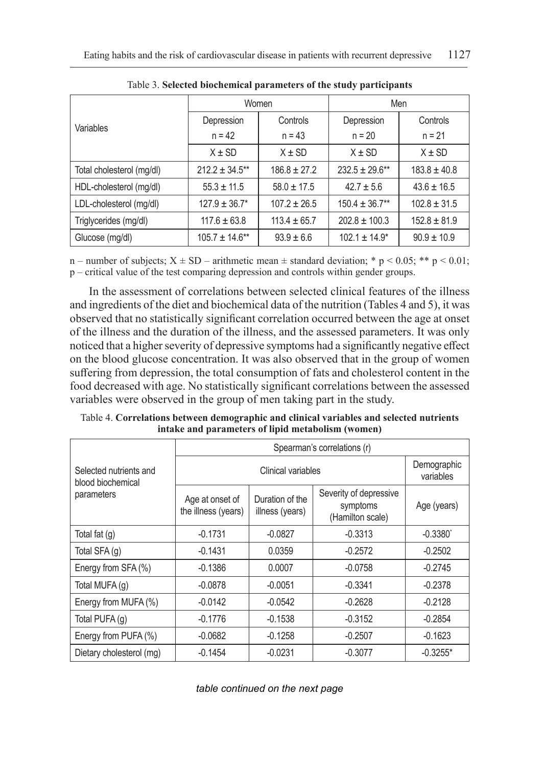Table 3. **Selected biochemical parameters of the study participants**

| Variables | Women | | Men | |
|---|---|---|---|---|
| | Depression n = 42 | Controls n = 43 | Depression n = 20 | Controls n = 21 |
| | X ± SD | X ± SD | X ± SD | X ± SD |
| Total cholesterol (mg/dl) | 212.2 ± 34.5** | 186.8 ± 27.2 | 232.5 ± 29.6** | 183.8 ± 40.8 |
| HDL-cholesterol (mg/dl) | 55.3 ± 11.5 | 58.0 ± 17.5 | 42.7 ± 5.6 | 43.6 ± 16.5 |
| LDL-cholesterol (mg/dl) | 127.9 ± 36.7* | 107.2 ± 26.5 | 150.4 ± 36.7** | 102.8 ± 31.5 |
| Triglycerides (mg/dl) | 117.6 ± 63.8 | 113.4 ± 65.7 | 202.8 ± 100.3 | 152.8 ± 81.9 |
| Glucose (mg/dl) | 105.7 ± 14.6** | 93.9 ± 6.6 | 102.1 ± 14.9* | 90.9 ± 10.9 |

n – number of subjects; X ± SD – arithmetic mean ± standard deviation; * $p < 0.05$; ** $p < 0.01$; p – critical value of the test comparing depression and controls within gender groups.

In the assessment of correlations between selected clinical features of the illness and ingredients of the diet and biochemical data of the nutrition (Tables 4 and 5), it was observed that no statistically significant correlation occurred between the age at onset of the illness and the duration of the illness, and the assessed parameters. It was only noticed that a higher severity of depressive symptoms had a significantly negative effect on the blood glucose concentration. It was also observed that in the group of women suffering from depression, the total consumption of fats and cholesterol content in the food decreased with age. No statistically significant correlations between the assessed variables were observed in the group of men taking part in the study.

Table 4. **Correlations between demographic and clinical variables and selected nutrients intake and parameters of lipid metabolism (women)**

| Selected nutrients and blood biochemical parameters | Spearman's correlations (r) | | | |
|---|---|---|---|---|
| | Clinical variables | | | Demographic variables |
| | Age at onset of the illness (years) | Duration of the illness (years) | Severity of depressive symptoms (Hamilton scale) | Age (years) |
| Total fat (g) | -0.1731 | -0.0827 | -0.3313 | -0.3380* |
| Total SFA (g) | -0.1431 | 0.0359 | -0.2572 | -0.2502 |
| Energy from SFA (%) | -0.1386 | 0.0007 | -0.0758 | -0.2745 |
| Total MUFA (g) | -0.0878 | -0.0051 | -0.3341 | -0.2378 |
| Energy from MUFA (%) | -0.0142 | -0.0542 | -0.2628 | -0.2128 |
| Total PUFA (g) | -0.1776 | -0.1538 | -0.3152 | -0.2854 |
| Energy from PUFA (%) | -0.0682 | -0.1258 | -0.2507 | -0.1623 |
| Dietary cholesterol (mg) | -0.1454 | -0.0231 | -0.3077 | -0.3255* |

*table continued on the next page*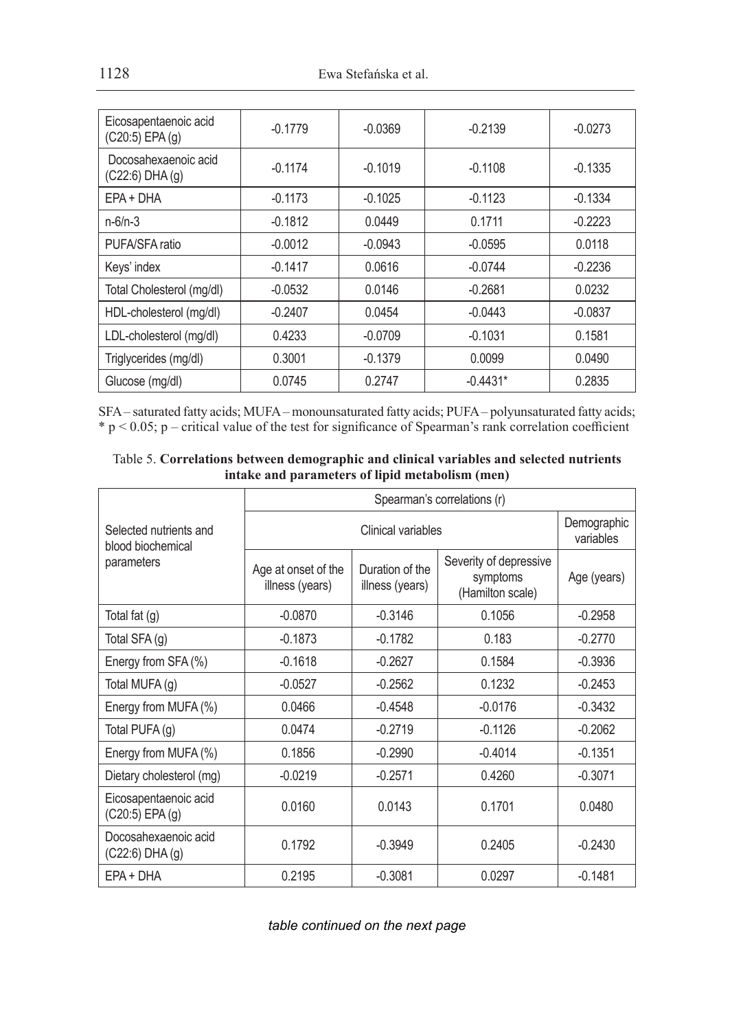| | | | | |
|---|---|---|---|---|
| Eicosapentaenoic acid (C20:5) EPA (g) | -0.1779 | -0.0369 | -0.2139 | -0.0273 |
| Docosahexaenoic acid (C22:6) DHA (g) | -0.1174 | -0.1019 | -0.1108 | -0.1335 |
| EPA + DHA | -0.1173 | -0.1025 | -0.1123 | -0.1334 |
| n-6/n-3 | -0.1812 | 0.0449 | 0.1711 | -0.2223 |
| PUFA/SFA ratio | -0.0012 | -0.0943 | -0.0595 | 0.0118 |
| Keys' index | -0.1417 | 0.0616 | -0.0744 | -0.2236 |
| Total Cholesterol (mg/dl) | -0.0532 | 0.0146 | -0.2681 | 0.0232 |
| HDL-cholesterol (mg/dl) | -0.2407 | 0.0454 | -0.0443 | -0.0837 |
| LDL-cholesterol (mg/dl) | 0.4233 | -0.0709 | -0.1031 | 0.1581 |
| Triglycerides (mg/dl) | 0.3001 | -0.1379 | 0.0099 | 0.0490 |
| Glucose (mg/dl) | 0.0745 | 0.2747 | -0.4431* | 0.2835 |

SFA – saturated fatty acids; MUFA – monounsaturated fatty acids; PUFA – polyunsaturated fatty acids; * $p < 0.05$; p – critical value of the test for significance of Spearman's rank correlation coefficient

Table 5. **Correlations between demographic and clinical variables and selected nutrients intake and parameters of lipid metabolism (men)**

| Selected nutrients and blood biochemical parameters | Spearman's correlations (r) | | | |
|---|---|---|---|---|
| | Clinical variables | | | Demographic variables |
| | Age at onset of the illness (years) | Duration of the illness (years) | Severity of depressive symptoms (Hamilton scale) | Age (years) |
| Total fat (g) | -0.0870 | -0.3146 | 0.1056 | -0.2958 |
| Total SFA (g) | -0.1873 | -0.1782 | 0.183 | -0.2770 |
| Energy from SFA (%) | -0.1618 | -0.2627 | 0.1584 | -0.3936 |
| Total MUFA (g) | -0.0527 | -0.2562 | 0.1232 | -0.2453 |
| Energy from MUFA (%) | 0.0466 | -0.4548 | -0.0176 | -0.3432 |
| Total PUFA (g) | 0.0474 | -0.2719 | -0.1126 | -0.2062 |
| Energy from MUFA (%) | 0.1856 | -0.2990 | -0.4014 | -0.1351 |
| Dietary cholesterol (mg) | -0.0219 | -0.2571 | 0.4260 | -0.3071 |
| Eicosapentaenoic acid (C20:5) EPA (g) | 0.0160 | 0.0143 | 0.1701 | 0.0480 |
| Docosahexaenoic acid (C22:6) DHA (g) | 0.1792 | -0.3949 | 0.2405 | -0.2430 |
| EPA + DHA | 0.2195 | -0.3081 | 0.0297 | -0.1481 |

*table continued on the next page*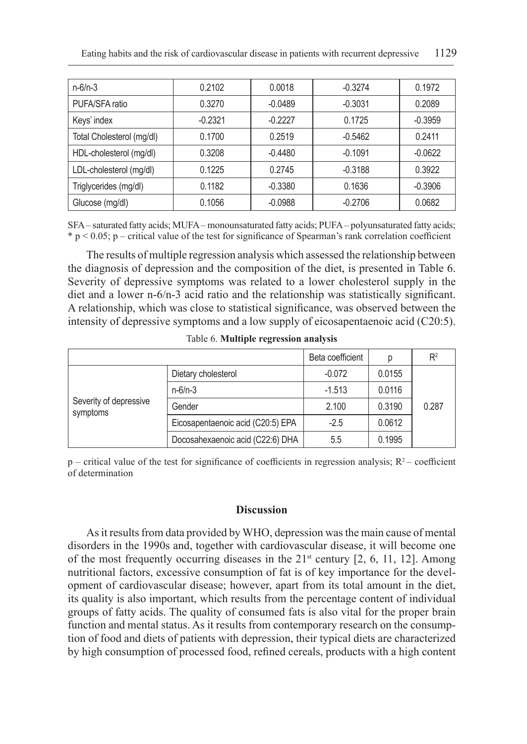| n-6/n-3 | 0.2102 | 0.0018 | -0.3274 | 0.1972 |
|---|---|---|---|---|
| PUFA/SFA ratio | 0.3270 | -0.0489 | -0.3031 | 0.2089 |
| Keys' index | -0.2321 | -0.2227 | 0.1725 | -0.3959 |
| Total Cholesterol (mg/dl) | 0.1700 | 0.2519 | -0.5462 | 0.2411 |
| HDL-cholesterol (mg/dl) | 0.3208 | -0.4480 | -0.1091 | -0.0622 |
| LDL-cholesterol (mg/dl) | 0.1225 | 0.2745 | -0.3188 | 0.3922 |
| Triglycerides (mg/dl) | 0.1182 | -0.3380 | 0.1636 | -0.3906 |
| Glucose (mg/dl) | 0.1056 | -0.0988 | -0.2706 | 0.0682 |

SFA – saturated fatty acids; MUFA – monounsaturated fatty acids; PUFA – polyunsaturated fatty acids; * $p < 0.05$; p – critical value of the test for significance of Spearman's rank correlation coefficient

The results of multiple regression analysis which assessed the relationship between the diagnosis of depression and the composition of the diet, is presented in Table 6. Severity of depressive symptoms was related to a lower cholesterol supply in the diet and a lower n-6/n-3 acid ratio and the relationship was statistically significant. A relationship, which was close to statistical significance, was observed between the intensity of depressive symptoms and a low supply of eicosapentaenoic acid (C20:5).

Table 6. **Multiple regression analysis**

| | | Beta coefficient | p | $R^2$ |
|---|---|---|---|---|
| Severity of depressive symptoms | Dietary cholesterol | -0.072 | 0.0155 | 0.287 |
| | n-6/n-3 | -1.513 | 0.0116 | |
| | Gender | 2.100 | 0.3190 | |
| | Eicosapentaenoic acid (C20:5) EPA | -2.5 | 0.0612 | |
| | Docosahexaenoic acid (C22:6) DHA | 5.5 | 0.1995 | |

p – critical value of the test for significance of coefficients in regression analysis; $R^2$ – coefficient of determination

## Discussion

As it results from data provided by WHO, depression was the main cause of mental disorders in the 1990s and, together with cardiovascular disease, it will become one of the most frequently occurring diseases in the 21st century [2, 6, 11, 12]. Among nutritional factors, excessive consumption of fat is of key importance for the development of cardiovascular disease; however, apart from its total amount in the diet, its quality is also important, which results from the percentage content of individual groups of fatty acids. The quality of consumed fats is also vital for the proper brain function and mental status. As it results from contemporary research on the consumption of food and diets of patients with depression, their typical diets are characterized by high consumption of processed food, refined cereals, products with a high content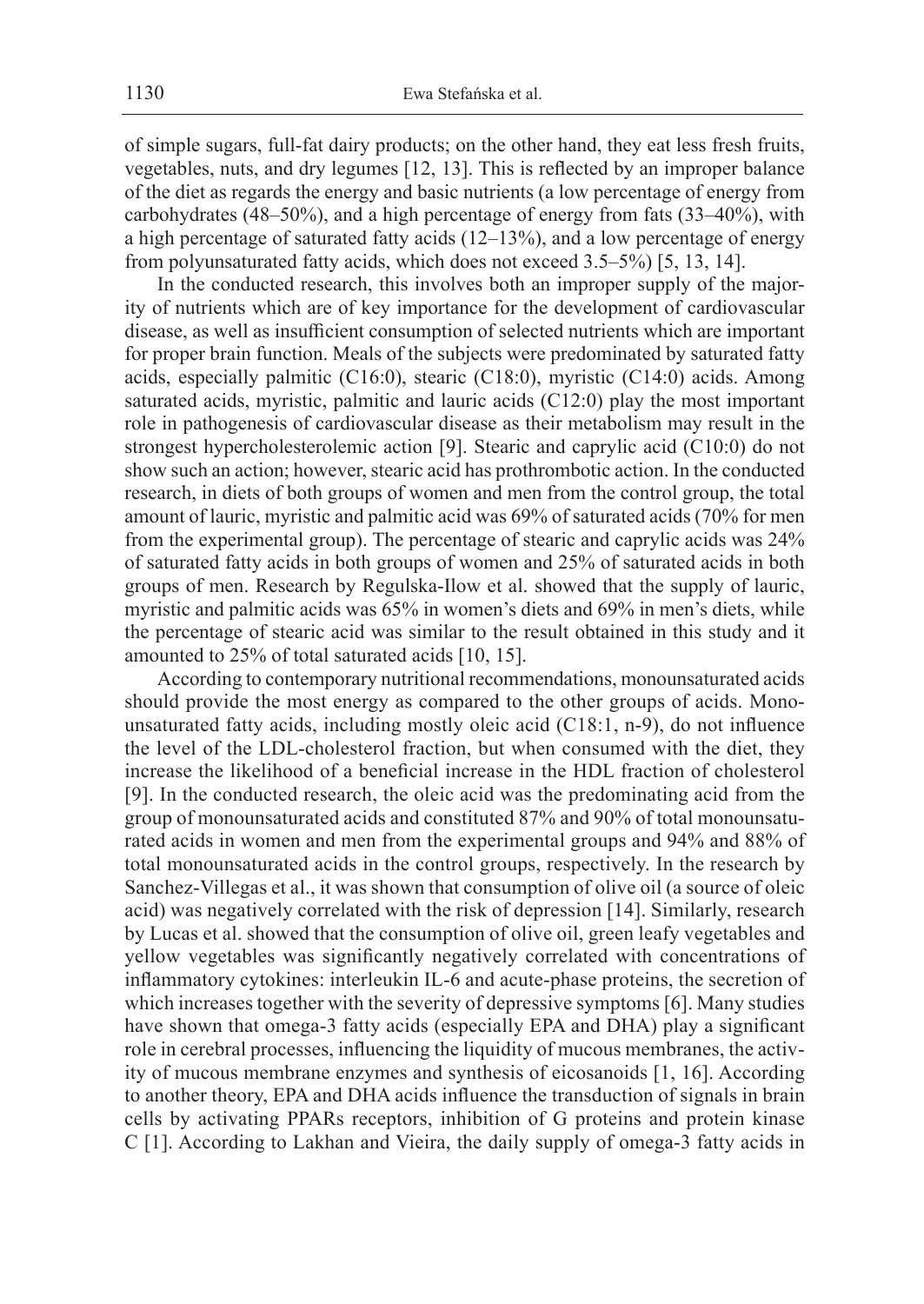of simple sugars, full-fat dairy products; on the other hand, they eat less fresh fruits, vegetables, nuts, and dry legumes [12, 13]. This is reflected by an improper balance of the diet as regards the energy and basic nutrients (a low percentage of energy from carbohydrates (48–50%), and a high percentage of energy from fats (33–40%), with a high percentage of saturated fatty acids (12–13%), and a low percentage of energy from polyunsaturated fatty acids, which does not exceed 3.5–5%) [5, 13, 14].

In the conducted research, this involves both an improper supply of the majority of nutrients which are of key importance for the development of cardiovascular disease, as well as insufficient consumption of selected nutrients which are important for proper brain function. Meals of the subjects were predominated by saturated fatty acids, especially palmitic (C16:0), stearic (C18:0), myristic (C14:0) acids. Among saturated acids, myristic, palmitic and lauric acids (C12:0) play the most important role in pathogenesis of cardiovascular disease as their metabolism may result in the strongest hypercholesterolemic action [9]. Stearic and caprylic acid (C10:0) do not show such an action; however, stearic acid has prothrombotic action. In the conducted research, in diets of both groups of women and men from the control group, the total amount of lauric, myristic and palmitic acid was 69% of saturated acids (70% for men from the experimental group). The percentage of stearic and caprylic acids was 24% of saturated fatty acids in both groups of women and 25% of saturated acids in both groups of men. Research by Regulska-Ilow et al. showed that the supply of lauric, myristic and palmitic acids was 65% in women's diets and 69% in men's diets, while the percentage of stearic acid was similar to the result obtained in this study and it amounted to 25% of total saturated acids [10, 15].

According to contemporary nutritional recommendations, monounsaturated acids should provide the most energy as compared to the other groups of acids. Monounsaturated fatty acids, including mostly oleic acid (C18:1, n-9), do not influence the level of the LDL-cholesterol fraction, but when consumed with the diet, they increase the likelihood of a beneficial increase in the HDL fraction of cholesterol [9]. In the conducted research, the oleic acid was the predominating acid from the group of monounsaturated acids and constituted 87% and 90% of total monounsaturated acids in women and men from the experimental groups and 94% and 88% of total monounsaturated acids in the control groups, respectively. In the research by Sanchez-Villegas et al., it was shown that consumption of olive oil (a source of oleic acid) was negatively correlated with the risk of depression [14]. Similarly, research by Lucas et al. showed that the consumption of olive oil, green leafy vegetables and yellow vegetables was significantly negatively correlated with concentrations of inflammatory cytokines: interleukin IL-6 and acute-phase proteins, the secretion of which increases together with the severity of depressive symptoms [6]. Many studies have shown that omega-3 fatty acids (especially EPA and DHA) play a significant role in cerebral processes, influencing the liquidity of mucous membranes, the activity of mucous membrane enzymes and synthesis of eicosanoids [1, 16]. According to another theory, EPA and DHA acids influence the transduction of signals in brain cells by activating PPARs receptors, inhibition of G proteins and protein kinase C [1]. According to Lakhan and Vieira, the daily supply of omega-3 fatty acids in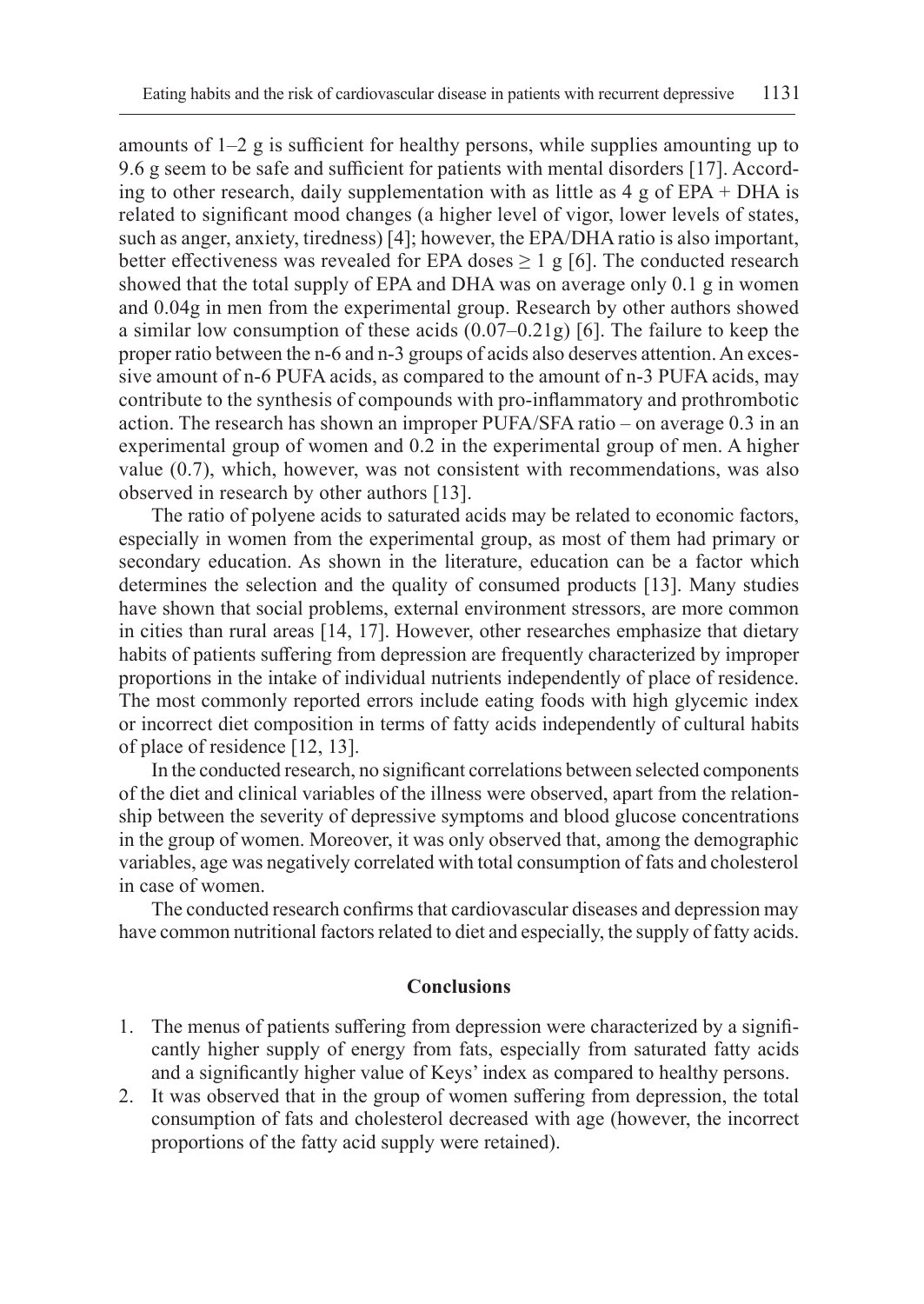amounts of 1–2 g is sufficient for healthy persons, while supplies amounting up to 9.6 g seem to be safe and sufficient for patients with mental disorders [17]. According to other research, daily supplementation with as little as 4 g of EPA + DHA is related to significant mood changes (a higher level of vigor, lower levels of states, such as anger, anxiety, tiredness) [4]; however, the EPA/DHA ratio is also important, better effectiveness was revealed for EPA doses ≥ 1 g [6]. The conducted research showed that the total supply of EPA and DHA was on average only 0.1 g in women and 0.04g in men from the experimental group. Research by other authors showed a similar low consumption of these acids (0.07–0.21g) [6]. The failure to keep the proper ratio between the n-6 and n-3 groups of acids also deserves attention. An excessive amount of n-6 PUFA acids, as compared to the amount of n-3 PUFA acids, may contribute to the synthesis of compounds with pro-inflammatory and prothrombotic action. The research has shown an improper PUFA/SFA ratio – on average 0.3 in an experimental group of women and 0.2 in the experimental group of men. A higher value (0.7), which, however, was not consistent with recommendations, was also observed in research by other authors [13].

The ratio of polyene acids to saturated acids may be related to economic factors, especially in women from the experimental group, as most of them had primary or secondary education. As shown in the literature, education can be a factor which determines the selection and the quality of consumed products [13]. Many studies have shown that social problems, external environment stressors, are more common in cities than rural areas [14, 17]. However, other researches emphasize that dietary habits of patients suffering from depression are frequently characterized by improper proportions in the intake of individual nutrients independently of place of residence. The most commonly reported errors include eating foods with high glycemic index or incorrect diet composition in terms of fatty acids independently of cultural habits of place of residence [12, 13].

In the conducted research, no significant correlations between selected components of the diet and clinical variables of the illness were observed, apart from the relationship between the severity of depressive symptoms and blood glucose concentrations in the group of women. Moreover, it was only observed that, among the demographic variables, age was negatively correlated with total consumption of fats and cholesterol in case of women.

The conducted research confirms that cardiovascular diseases and depression may have common nutritional factors related to diet and especially, the supply of fatty acids.

## Conclusions

1. The menus of patients suffering from depression were characterized by a significantly higher supply of energy from fats, especially from saturated fatty acids and a significantly higher value of Keys' index as compared to healthy persons.
2. It was observed that in the group of women suffering from depression, the total consumption of fats and cholesterol decreased with age (however, the incorrect proportions of the fatty acid supply were retained).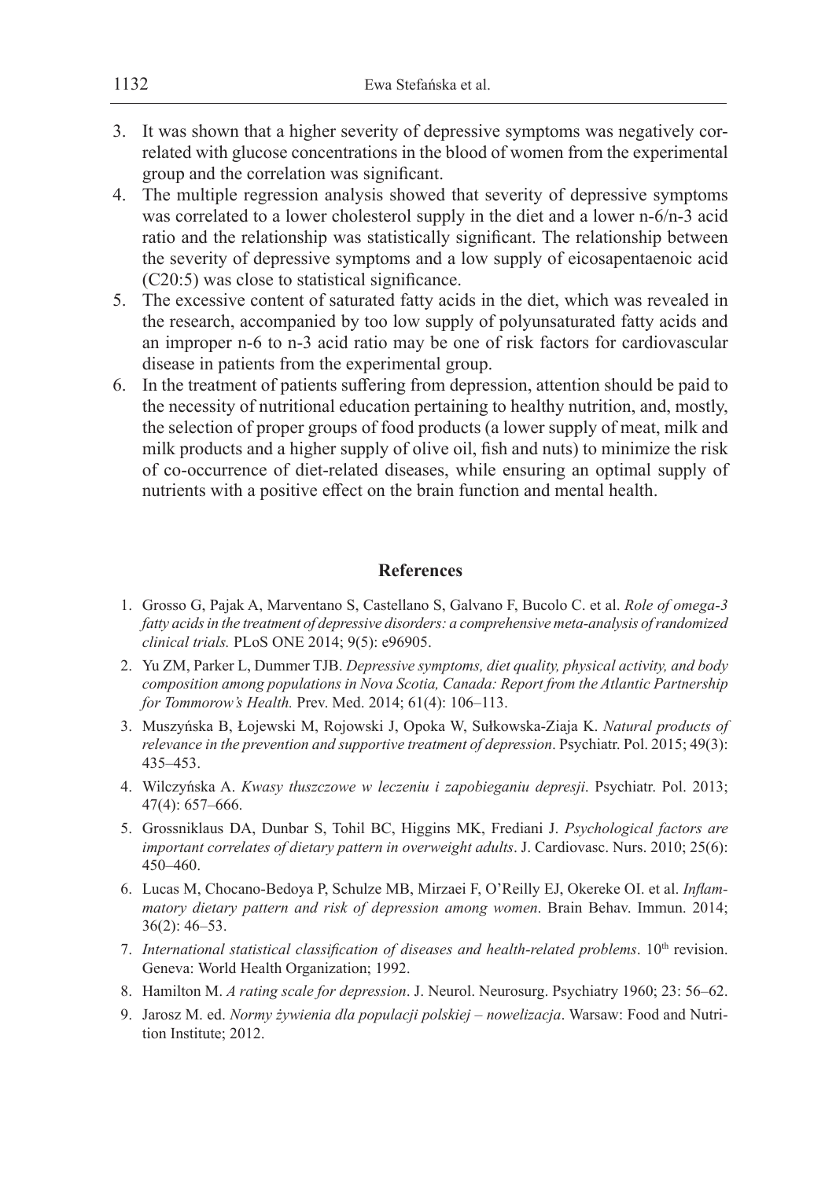3. It was shown that a higher severity of depressive symptoms was negatively correlated with glucose concentrations in the blood of women from the experimental group and the correlation was significant.
4. The multiple regression analysis showed that severity of depressive symptoms was correlated to a lower cholesterol supply in the diet and a lower n-6/n-3 acid ratio and the relationship was statistically significant. The relationship between the severity of depressive symptoms and a low supply of eicosapentaenoic acid (C20:5) was close to statistical significance.
5. The excessive content of saturated fatty acids in the diet, which was revealed in the research, accompanied by too low supply of polyunsaturated fatty acids and an improper n-6 to n-3 acid ratio may be one of risk factors for cardiovascular disease in patients from the experimental group.
6. In the treatment of patients suffering from depression, attention should be paid to the necessity of nutritional education pertaining to healthy nutrition, and, mostly, the selection of proper groups of food products (a lower supply of meat, milk and milk products and a higher supply of olive oil, fish and nuts) to minimize the risk of co-occurrence of diet-related diseases, while ensuring an optimal supply of nutrients with a positive effect on the brain function and mental health.

## References

1. Grosso G, Pajak A, Marventano S, Castellano S, Galvano F, Bucolo C. et al. *Role of omega-3 fatty acids in the treatment of depressive disorders: a comprehensive meta-analysis of randomized clinical trials.* PLoS ONE 2014; 9(5): e96905.
2. Yu ZM, Parker L, Dummer TJB. *Depressive symptoms, diet quality, physical activity, and body composition among populations in Nova Scotia, Canada: Report from the Atlantic Partnership for Tommorow's Health.* Prev. Med. 2014; 61(4): 106–113.
3. Muszyńska B, Łojewski M, Rojowski J, Opoka W, Sułkowska-Ziaja K. *Natural products of relevance in the prevention and supportive treatment of depression*. Psychiatr. Pol. 2015; 49(3): 435–453.
4. Wilczyńska A. *Kwasy tłuszczowe w leczeniu i zapobieganiu depresji*. Psychiatr. Pol. 2013; 47(4): 657–666.
5. Grossniklaus DA, Dunbar S, Tohil BC, Higgins MK, Frediani J. *Psychological factors are important correlates of dietary pattern in overweight adults*. J. Cardiovasc. Nurs. 2010; 25(6): 450–460.
6. Lucas M, Chocano-Bedoya P, Schulze MB, Mirzaei F, O'Reilly EJ, Okereke OI. et al. *Inflammatory dietary pattern and risk of depression among women*. Brain Behav. Immun. 2014; 36(2): 46–53.
7. *International statistical classification of diseases and health-related problems*. 10th revision. Geneva: World Health Organization; 1992.
8. Hamilton M. *A rating scale for depression*. J. Neurol. Neurosurg. Psychiatry 1960; 23: 56–62.
9. Jarosz M. ed. *Normy żywienia dla populacji polskiej – nowelizacja*. Warsaw: Food and Nutrition Institute; 2012.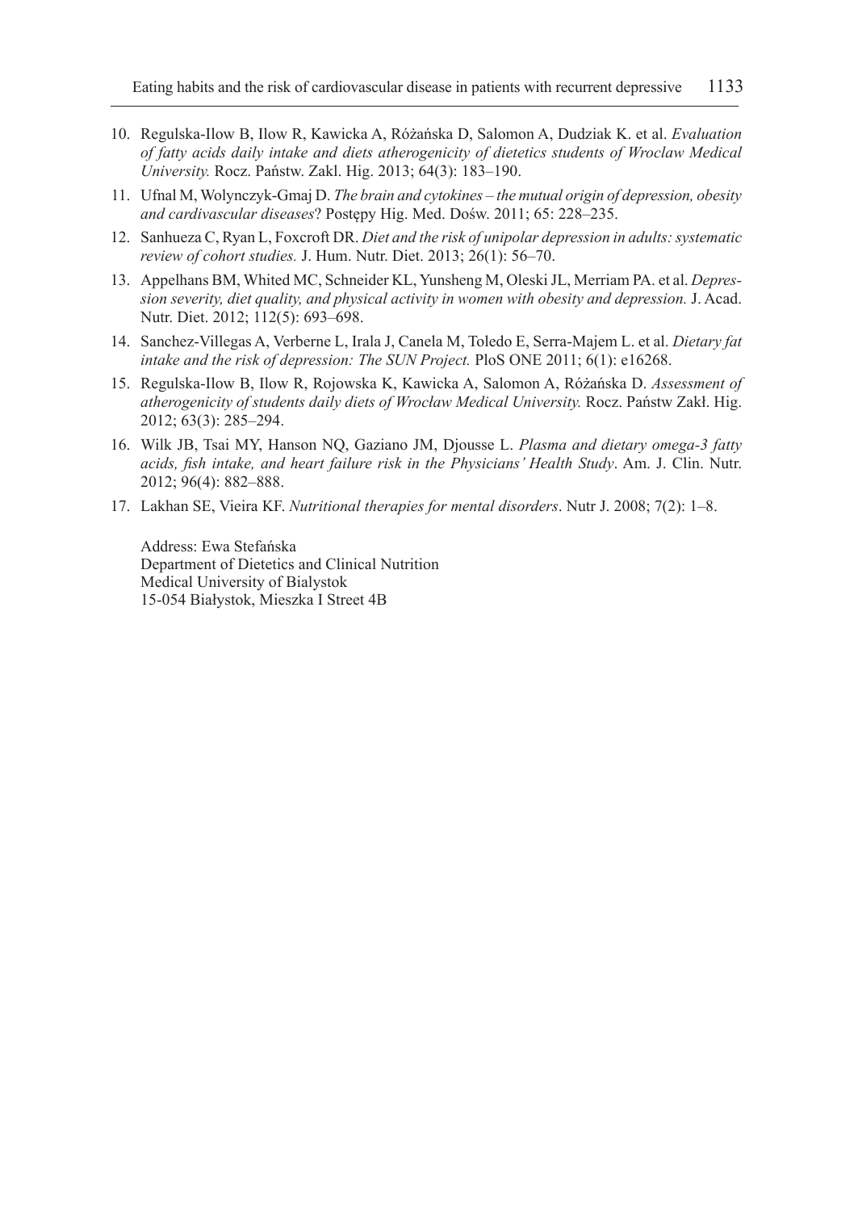10. Regulska-Ilow B, Ilow R, Kawicka A, Różańska D, Salomon A, Dudziak K. et al. *Evaluation of fatty acids daily intake and diets atherogenicity of dietetics students of Wroclaw Medical University.* Rocz. Państw. Zakl. Hig. 2013; 64(3): 183–190.
11. Ufnal M, Wolynczyk-Gmaj D. *The brain and cytokines – the mutual origin of depression, obesity and cardivascular diseases*? Postępy Hig. Med. Dośw. 2011; 65: 228–235.
12. Sanhueza C, Ryan L, Foxcroft DR. *Diet and the risk of unipolar depression in adults: systematic review of cohort studies.* J. Hum. Nutr. Diet. 2013; 26(1): 56–70.
13. Appelhans BM, Whited MC, Schneider KL, Yunsheng M, Oleski JL, Merriam PA. et al. *Depression severity, diet quality, and physical activity in women with obesity and depression.* J. Acad. Nutr. Diet. 2012; 112(5): 693–698.
14. Sanchez-Villegas A, Verberne L, Irala J, Canela M, Toledo E, Serra-Majem L. et al. *Dietary fat intake and the risk of depression: The SUN Project.* PloS ONE 2011; 6(1): e16268.
15. Regulska-Ilow B, Ilow R, Rojowska K, Kawicka A, Salomon A, Różańska D. *Assessment of atherogenicity of students daily diets of Wrocław Medical University.* Rocz. Państw Zakł. Hig. 2012; 63(3): 285–294.
16. Wilk JB, Tsai MY, Hanson NQ, Gaziano JM, Djousse L. *Plasma and dietary omega-3 fatty acids, fish intake, and heart failure risk in the Physicians' Health Study*. Am. J. Clin. Nutr. 2012; 96(4): 882–888.
17. Lakhan SE, Vieira KF. *Nutritional therapies for mental disorders*. Nutr J. 2008; 7(2): 1–8.

Address: Ewa Stefańska
Department of Dietetics and Clinical Nutrition
Medical University of Bialystok
15-054 Białystok, Mieszka I Street 4B